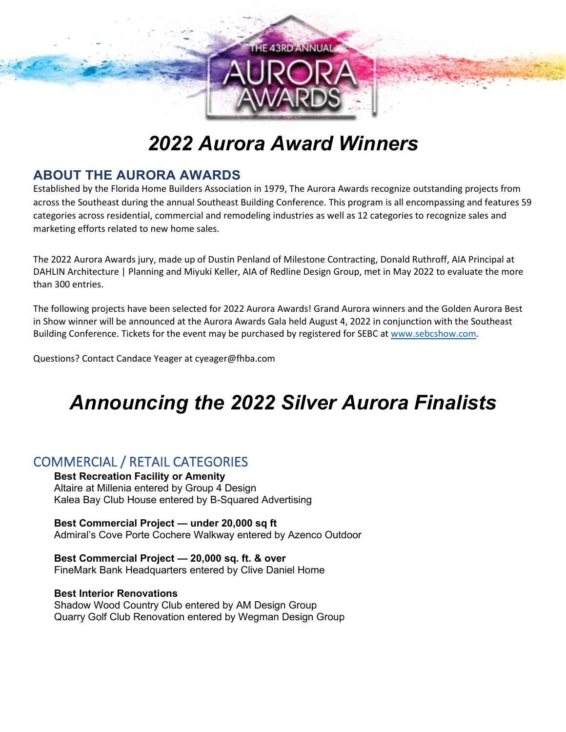# 2022 Aurora Award Winners

## ABOUT THE AURORA AWARDS

Established by the Florida Home Builders Association in 1979, The Aurora Awards recognize outstanding projects from across the Southeast during the annual Southeast Building Conference. This program is all encompassing and features 59 categories across residential, commercial and remodeling industries as well as 12 categories to recognize sales and marketing efforts related to new home sales.

The 2022 Aurora Awards jury, made up of Dustin Penland of Milestone Contracting, Donald Ruthroff, AIA Principal at DAHLIN Architecture | Planning and Miyuki Keller, AIA of Redline Design Group, met in May 2022 to evaluate the more than 300 entries.

The following projects have been selected for 2022 Aurora Awards! Grand Aurora winners and the Golden Aurora Best in Show winner will be announced at the Aurora Awards Gala held August 4, 2022 in conjunction with the Southeast Building Conference. Tickets for the event may be purchased by registered for SEBC at www.sebcshow.com.

Questions? Contact Candace Yeager at cyeager@fhba.com

# Announcing the 2022 Silver Aurora Finalists

## COMMERCIAL / RETAIL CATEGORIES

**Best Recreation Facility or Amenity**
Altaire at Millenia entered by Group 4 Design
Kalea Bay Club House entered by B-Squared Advertising

**Best Commercial Project — under 20,000 sq ft**
Admiral's Cove Porte Cochere Walkway entered by Azenco Outdoor

**Best Commercial Project — 20,000 sq. ft. & over**
FineMark Bank Headquarters entered by Clive Daniel Home

**Best Interior Renovations**
Shadow Wood Country Club entered by AM Design Group
Quarry Golf Club Renovation entered by Wegman Design Group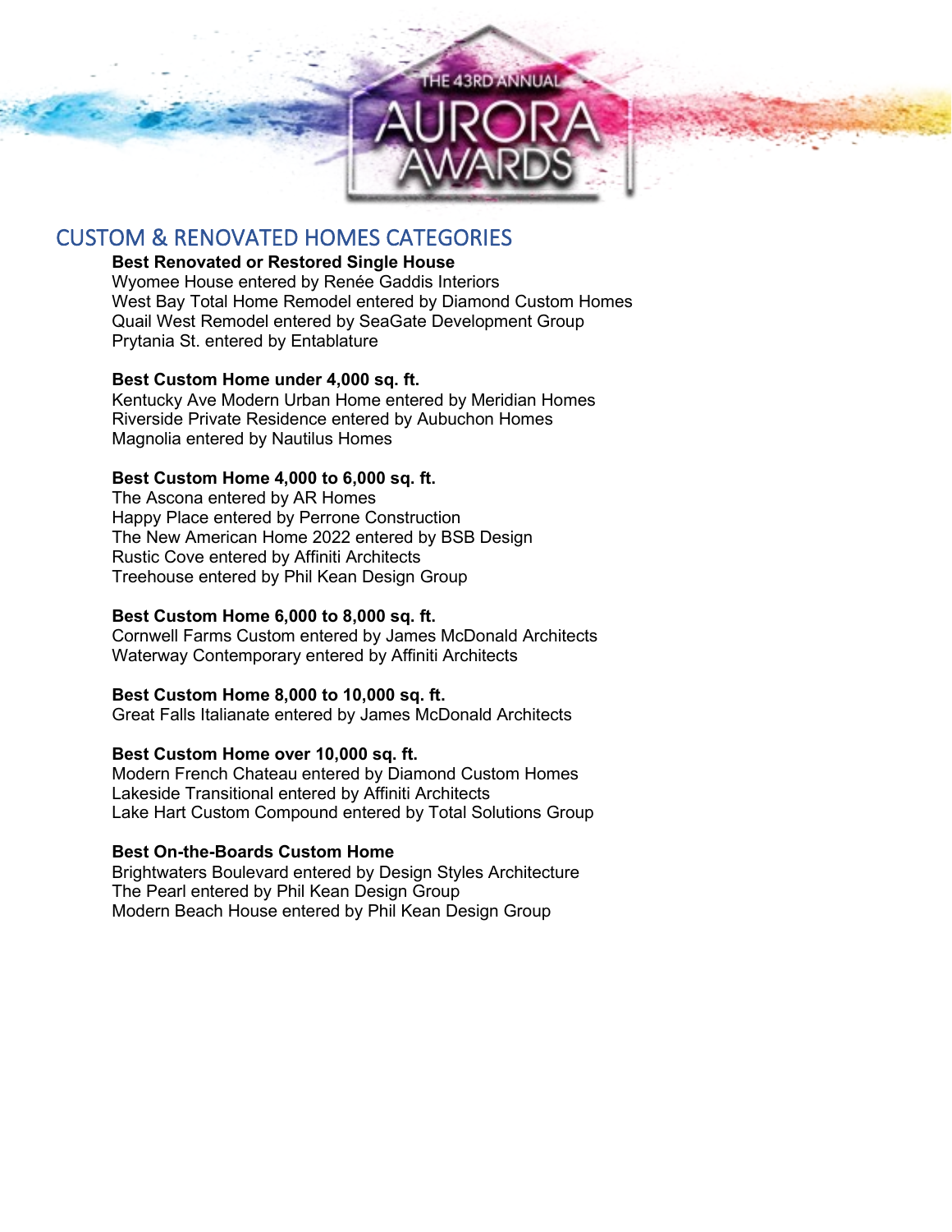THE 43RD ANNUAL AURORA AWARDS

## CUSTOM & RENOVATED HOMES CATEGORIES

**Best Renovated or Restored Single House**
Wyomee House entered by Renée Gaddis Interiors
West Bay Total Home Remodel entered by Diamond Custom Homes
Quail West Remodel entered by SeaGate Development Group
Prytania St. entered by Entablature

**Best Custom Home under 4,000 sq. ft.**
Kentucky Ave Modern Urban Home entered by Meridian Homes
Riverside Private Residence entered by Aubuchon Homes
Magnolia entered by Nautilus Homes

**Best Custom Home 4,000 to 6,000 sq. ft.**
The Ascona entered by AR Homes
Happy Place entered by Perrone Construction
The New American Home 2022 entered by BSB Design
Rustic Cove entered by Affiniti Architects
Treehouse entered by Phil Kean Design Group

**Best Custom Home 6,000 to 8,000 sq. ft.**
Cornwell Farms Custom entered by James McDonald Architects
Waterway Contemporary entered by Affiniti Architects

**Best Custom Home 8,000 to 10,000 sq. ft.**
Great Falls Italianate entered by James McDonald Architects

**Best Custom Home over 10,000 sq. ft.**
Modern French Chateau entered by Diamond Custom Homes
Lakeside Transitional entered by Affiniti Architects
Lake Hart Custom Compound entered by Total Solutions Group

**Best On-the-Boards Custom Home**
Brightwaters Boulevard entered by Design Styles Architecture
The Pearl entered by Phil Kean Design Group
Modern Beach House entered by Phil Kean Design Group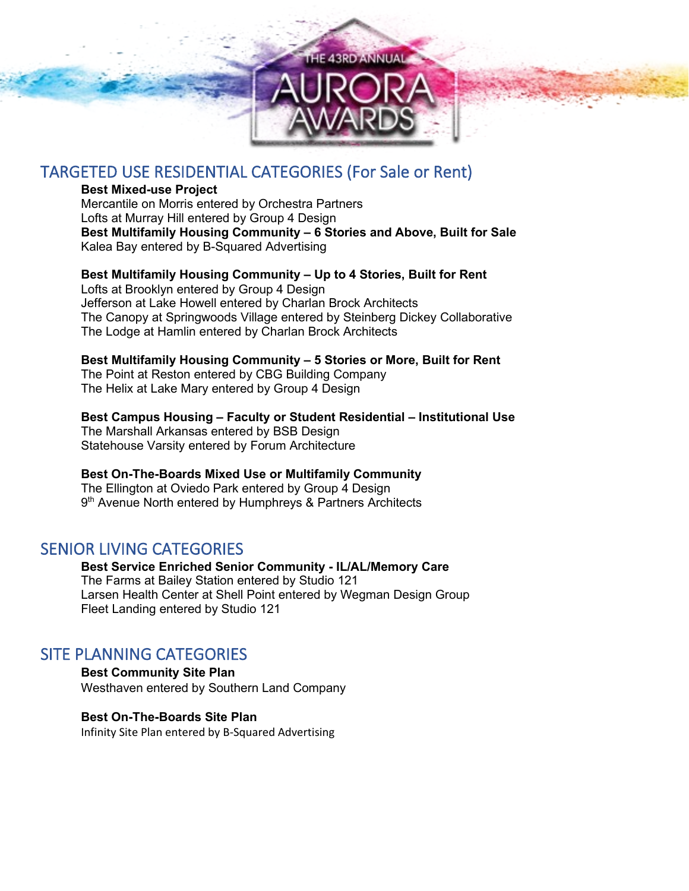THE 43RD ANNUAL AURORA AWARDS

## TARGETED USE RESIDENTIAL CATEGORIES (For Sale or Rent)

**Best Mixed-use Project**
Mercantile on Morris entered by Orchestra Partners
Lofts at Murray Hill entered by Group 4 Design
**Best Multifamily Housing Community – 6 Stories and Above, Built for Sale**
Kalea Bay entered by B-Squared Advertising

**Best Multifamily Housing Community – Up to 4 Stories, Built for Rent**
Lofts at Brooklyn entered by Group 4 Design
Jefferson at Lake Howell entered by Charlan Brock Architects
The Canopy at Springwoods Village entered by Steinberg Dickey Collaborative
The Lodge at Hamlin entered by Charlan Brock Architects

**Best Multifamily Housing Community – 5 Stories or More, Built for Rent**
The Point at Reston entered by CBG Building Company
The Helix at Lake Mary entered by Group 4 Design

**Best Campus Housing – Faculty or Student Residential – Institutional Use**
The Marshall Arkansas entered by BSB Design
Statehouse Varsity entered by Forum Architecture

**Best On-The-Boards Mixed Use or Multifamily Community**
The Ellington at Oviedo Park entered by Group 4 Design
9th Avenue North entered by Humphreys & Partners Architects

## SENIOR LIVING CATEGORIES

**Best Service Enriched Senior Community - IL/AL/Memory Care**
The Farms at Bailey Station entered by Studio 121
Larsen Health Center at Shell Point entered by Wegman Design Group
Fleet Landing entered by Studio 121

## SITE PLANNING CATEGORIES

**Best Community Site Plan**
Westhaven entered by Southern Land Company

**Best On-The-Boards Site Plan**
Infinity Site Plan entered by B-Squared Advertising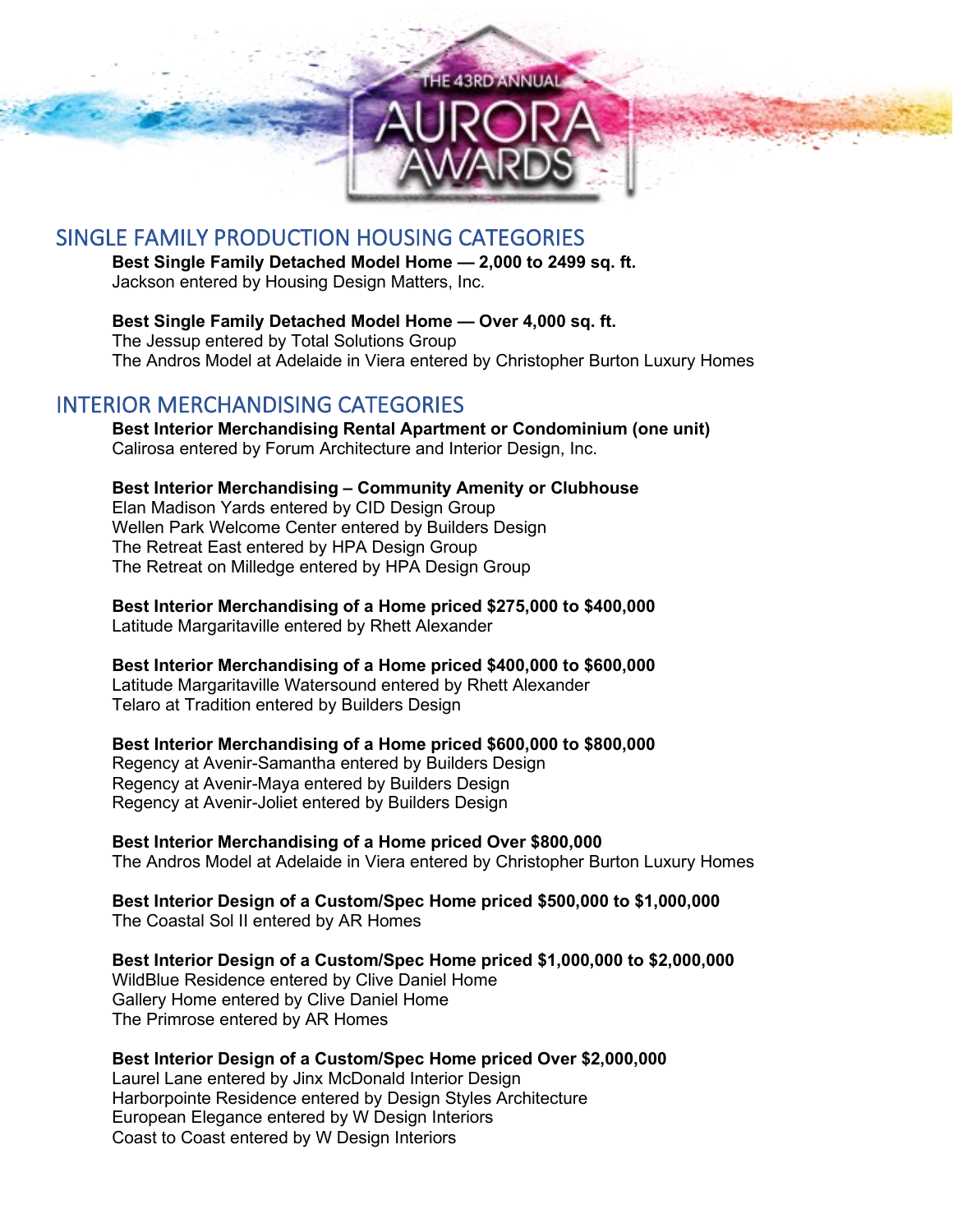THE 43RD ANNUAL AURORA AWARDS

## SINGLE FAMILY PRODUCTION HOUSING CATEGORIES

**Best Single Family Detached Model Home — 2,000 to 2499 sq. ft.**
Jackson entered by Housing Design Matters, Inc.

**Best Single Family Detached Model Home — Over 4,000 sq. ft.**
The Jessup entered by Total Solutions Group
The Andros Model at Adelaide in Viera entered by Christopher Burton Luxury Homes

## INTERIOR MERCHANDISING CATEGORIES

**Best Interior Merchandising Rental Apartment or Condominium (one unit)**
Calirosa entered by Forum Architecture and Interior Design, Inc.

**Best Interior Merchandising – Community Amenity or Clubhouse**
Elan Madison Yards entered by CID Design Group
Wellen Park Welcome Center entered by Builders Design
The Retreat East entered by HPA Design Group
The Retreat on Milledge entered by HPA Design Group

**Best Interior Merchandising of a Home priced $275,000 to $400,000**
Latitude Margaritaville entered by Rhett Alexander

**Best Interior Merchandising of a Home priced $400,000 to $600,000**
Latitude Margaritaville Watersound entered by Rhett Alexander
Telaro at Tradition entered by Builders Design

**Best Interior Merchandising of a Home priced $600,000 to $800,000**
Regency at Avenir-Samantha entered by Builders Design
Regency at Avenir-Maya entered by Builders Design
Regency at Avenir-Joliet entered by Builders Design

**Best Interior Merchandising of a Home priced Over $800,000**
The Andros Model at Adelaide in Viera entered by Christopher Burton Luxury Homes

**Best Interior Design of a Custom/Spec Home priced $500,000 to $1,000,000**
The Coastal Sol II entered by AR Homes

**Best Interior Design of a Custom/Spec Home priced $1,000,000 to $2,000,000**
WildBlue Residence entered by Clive Daniel Home
Gallery Home entered by Clive Daniel Home
The Primrose entered by AR Homes

**Best Interior Design of a Custom/Spec Home priced Over $2,000,000**
Laurel Lane entered by Jinx McDonald Interior Design
Harborpointe Residence entered by Design Styles Architecture
European Elegance entered by W Design Interiors
Coast to Coast entered by W Design Interiors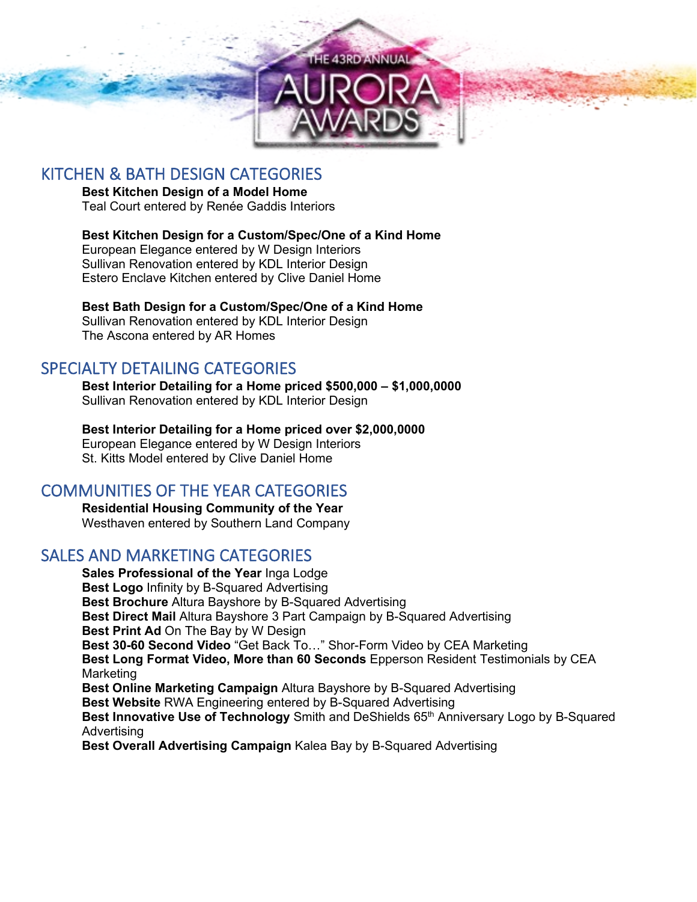THE 43RD ANNUAL AURORA AWARDS

## KITCHEN & BATH DESIGN CATEGORIES

**Best Kitchen Design of a Model Home**
Teal Court entered by Renée Gaddis Interiors

**Best Kitchen Design for a Custom/Spec/One of a Kind Home**
European Elegance entered by W Design Interiors
Sullivan Renovation entered by KDL Interior Design
Estero Enclave Kitchen entered by Clive Daniel Home

**Best Bath Design for a Custom/Spec/One of a Kind Home**
Sullivan Renovation entered by KDL Interior Design
The Ascona entered by AR Homes

## SPECIALTY DETAILING CATEGORIES

**Best Interior Detailing for a Home priced $500,000 – $1,000,0000**
Sullivan Renovation entered by KDL Interior Design

**Best Interior Detailing for a Home priced over $2,000,0000**
European Elegance entered by W Design Interiors
St. Kitts Model entered by Clive Daniel Home

## COMMUNITIES OF THE YEAR CATEGORIES

**Residential Housing Community of the Year**
Westhaven entered by Southern Land Company

## SALES AND MARKETING CATEGORIES

**Sales Professional of the Year** Inga Lodge
**Best Logo** Infinity by B-Squared Advertising
**Best Brochure** Altura Bayshore by B-Squared Advertising
**Best Direct Mail** Altura Bayshore 3 Part Campaign by B-Squared Advertising
**Best Print Ad** On The Bay by W Design
**Best 30-60 Second Video** "Get Back To…" Shor-Form Video by CEA Marketing
**Best Long Format Video, More than 60 Seconds** Epperson Resident Testimonials by CEA Marketing
**Best Online Marketing Campaign** Altura Bayshore by B-Squared Advertising
**Best Website** RWA Engineering entered by B-Squared Advertising
**Best Innovative Use of Technology** Smith and DeShields 65th Anniversary Logo by B-Squared Advertising
**Best Overall Advertising Campaign** Kalea Bay by B-Squared Advertising